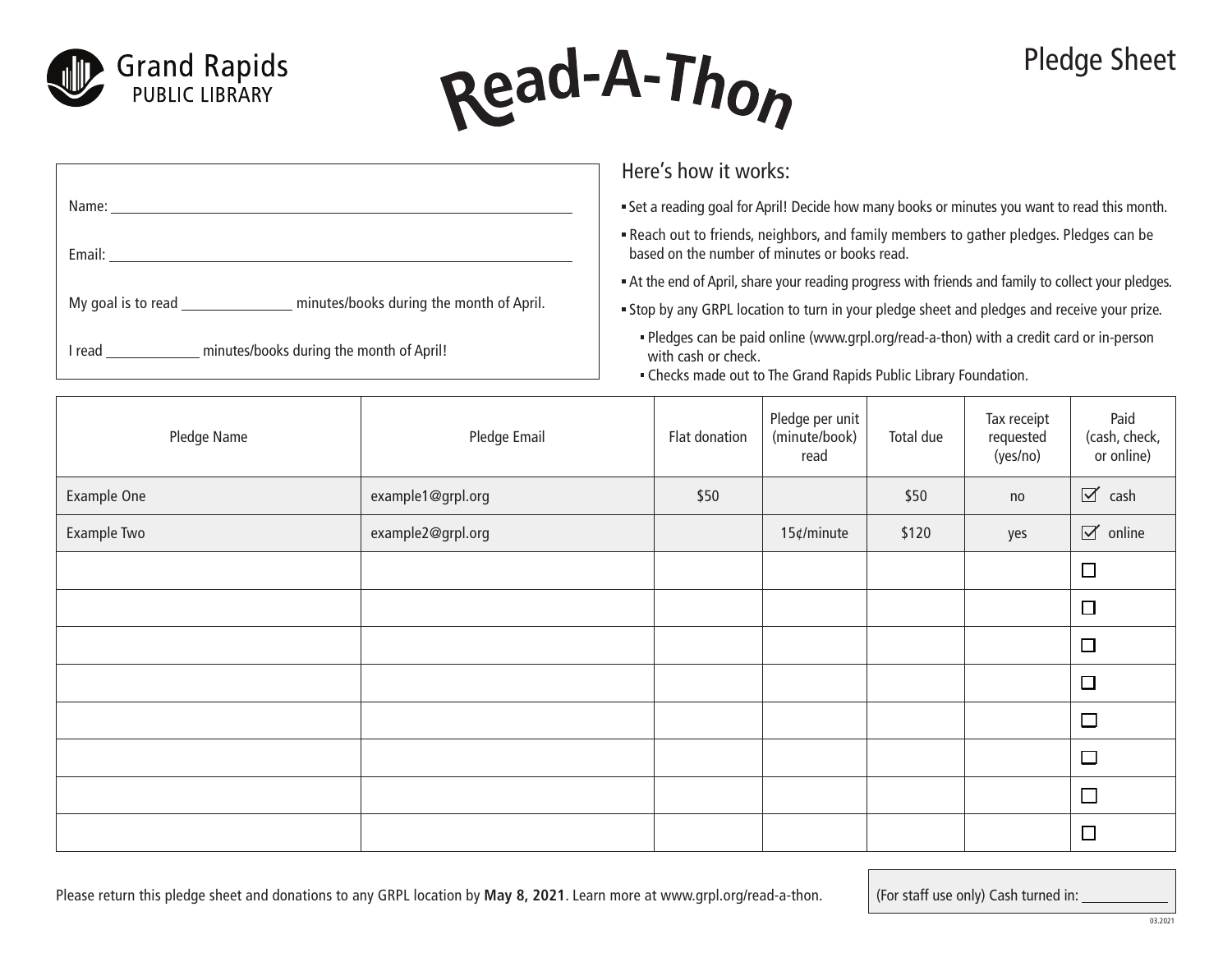Grand Rapids PUBLIC LIBRARY

# Read-A-Thon

## Pledge Sheet

Name: \_\_\_\_\_\_\_\_\_\_\_\_\_\_\_\_\_\_\_\_\_\_\_\_\_\_\_\_

Email: \_\_\_\_\_\_\_\_\_\_\_\_\_\_\_\_\_\_\_\_\_\_\_\_\_\_\_\_

My goal is to read \_\_\_\_\_\_\_\_\_\_ minutes/books during the month of April.

I read \_\_\_\_\_\_\_\_\_\_ minutes/books during the month of April!

### Here's how it works:

- Set a reading goal for April! Decide how many books or minutes you want to read this month.
- Reach out to friends, neighbors, and family members to gather pledges. Pledges can be based on the number of minutes or books read.
- At the end of April, share your reading progress with friends and family to collect your pledges.
- Stop by any GRPL location to turn in your pledge sheet and pledges and receive your prize.
  - Pledges can be paid online (www.grpl.org/read-a-thon) with a credit card or in-person with cash or check.
  - Checks made out to The Grand Rapids Public Library Foundation.

| Pledge Name | Pledge Email | Flat donation | Pledge per unit (minute/book) read | Total due | Tax receipt requested (yes/no) | Paid (cash, check, or online) |
|---|---|---|---|---|---|---|
| Example One | example1@grpl.org | $50 | | $50 | no | ☑ cash |
| Example Two | example2@grpl.org | | 15¢/minute | $120 | yes | ☑ online |
| | | | | | | ☐ |
| | | | | | | ☐ |
| | | | | | | ☐ |
| | | | | | | ☐ |
| | | | | | | ☐ |
| | | | | | | ☐ |
| | | | | | | ☐ |
| | | | | | | ☐ |

Please return this pledge sheet and donations to any GRPL location by **May 8, 2021**. Learn more at www.grpl.org/read-a-thon.

(For staff use only) Cash turned in: \_\_\_\_\_\_\_\_\_\_

03.2021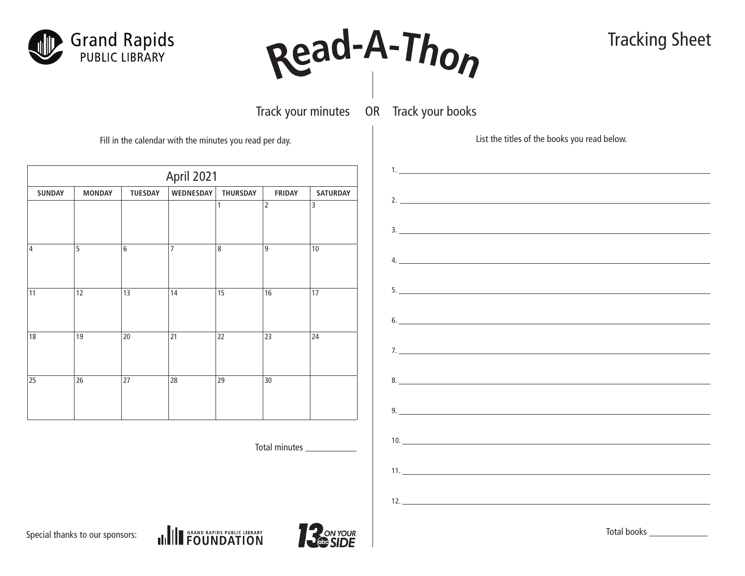Grand Rapids PUBLIC LIBRARY

# Read-A-Thon

Tracking Sheet

Track your minutes OR Track your books

Fill in the calendar with the minutes you read per day.

| April 2021 | | | | | | |
|---|---|---|---|---|---|---|
| SUNDAY | MONDAY | TUESDAY | WEDNESDAY | THURSDAY | FRIDAY | SATURDAY |
| | | | | 1 | 2 | 3 |
| 4 | 5 | 6 | 7 | 8 | 9 | 10 |
| 11 | 12 | 13 | 14 | 15 | 16 | 17 |
| 18 | 19 | 20 | 21 | 22 | 23 | 24 |
| 25 | 26 | 27 | 28 | 29 | 30 | |

Total minutes ____________

List the titles of the books you read below.

1. ______________________________
2. ______________________________
3. ______________________________
4. ______________________________
5. ______________________________
6. ______________________________
7. ______________________________
8. ______________________________
9. ______________________________
10. ______________________________
11. ______________________________
12. ______________________________

Total books _____________

Special thanks to our sponsors: GRAND RAPIDS PUBLIC LIBRARY FOUNDATION, 13 ON YOUR SIDE abc